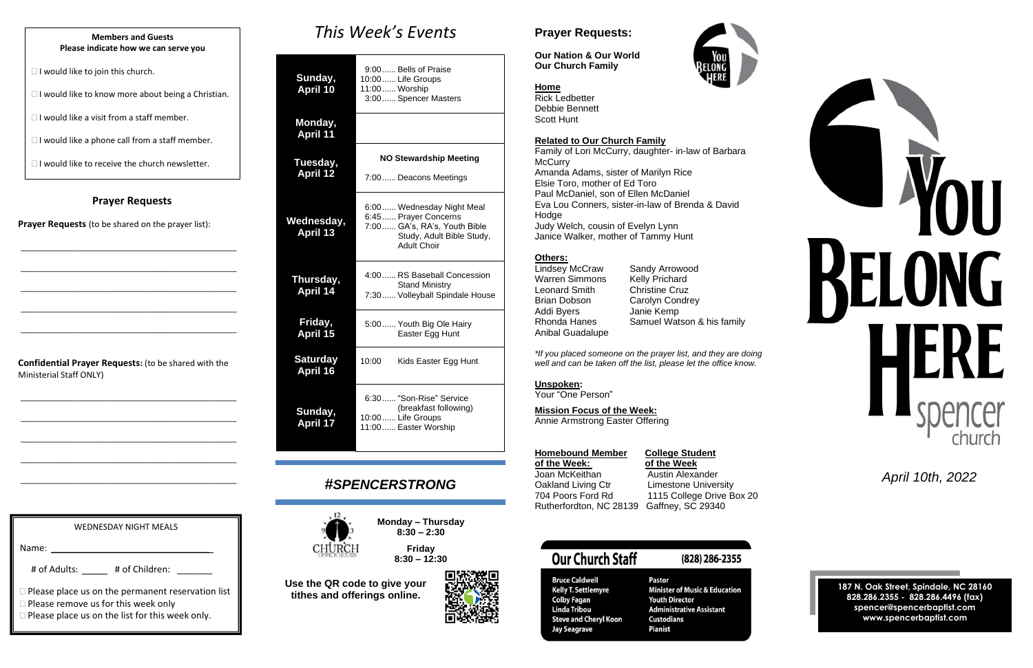**Members and Guests**
**Please indicate how we can serve you**

- ☐ I would like to join this church.
- ☐ I would like to know more about being a Christian.
- ☐ I would like a visit from a staff member.
- ☐ I would like a phone call from a staff member.
- ☐ I would like to receive the church newsletter.

## Prayer Requests

**Prayer Requests** (to be shared on the prayer list):

\_\_\_\_\_\_\_\_\_\_\_\_\_\_\_\_\_\_\_\_\_\_\_\_\_\_\_\_\_\_\_\_\_\_\_\_\_\_\_\_

\_\_\_\_\_\_\_\_\_\_\_\_\_\_\_\_\_\_\_\_\_\_\_\_\_\_\_\_\_\_\_\_\_\_\_\_\_\_\_\_

\_\_\_\_\_\_\_\_\_\_\_\_\_\_\_\_\_\_\_\_\_\_\_\_\_\_\_\_\_\_\_\_\_\_\_\_\_\_\_\_

\_\_\_\_\_\_\_\_\_\_\_\_\_\_\_\_\_\_\_\_\_\_\_\_\_\_\_\_\_\_\_\_\_\_\_\_\_\_\_\_

\_\_\_\_\_\_\_\_\_\_\_\_\_\_\_\_\_\_\_\_\_\_\_\_\_\_\_\_\_\_\_\_\_\_\_\_\_\_\_\_

**Confidential Prayer Requests:** (to be shared with the Ministerial Staff ONLY)

\_\_\_\_\_\_\_\_\_\_\_\_\_\_\_\_\_\_\_\_\_\_\_\_\_\_\_\_\_\_\_\_\_\_\_\_\_\_\_\_

\_\_\_\_\_\_\_\_\_\_\_\_\_\_\_\_\_\_\_\_\_\_\_\_\_\_\_\_\_\_\_\_\_\_\_\_\_\_\_\_

\_\_\_\_\_\_\_\_\_\_\_\_\_\_\_\_\_\_\_\_\_\_\_\_\_\_\_\_\_\_\_\_\_\_\_\_\_\_\_\_

\_\_\_\_\_\_\_\_\_\_\_\_\_\_\_\_\_\_\_\_\_\_\_\_\_\_\_\_\_\_\_\_\_\_\_\_\_\_\_\_

\_\_\_\_\_\_\_\_\_\_\_\_\_\_\_\_\_\_\_\_\_\_\_\_\_\_\_\_\_\_\_\_\_\_\_\_\_\_\_\_

**WEDNESDAY NIGHT MEALS**

Name: \_\_\_\_\_\_\_\_\_\_\_\_\_\_\_\_\_\_\_\_\_\_\_\_\_\_\_\_\_\_

# of Adults: \_\_\_\_\_ # of Children: \_\_\_\_\_\_\_

- ☐ Please place us on the permanent reservation list
- ☐ Please remove us for this week only
- ☐ Please place us on the list for this week only.

# *This Week's Events*

| Day | Events |
|---|---|
| **Sunday, April 10** | 9:00...... Bells of Praise<br>10:00...... Life Groups<br>11:00...... Worship<br>3:00...... Spencer Masters |
| **Monday, April 11** | |
| **Tuesday, April 12** | **NO Stewardship Meeting**<br>7:00...... Deacons Meetings |
| **Wednesday, April 13** | 6:00...... Wednesday Night Meal<br>6:45...... Prayer Concerns<br>7:00...... GA's, RA's, Youth Bible Study, Adult Bible Study, Adult Choir |
| **Thursday, April 14** | 4:00...... RS Baseball Concession Stand Ministry<br>7:30...... Volleyball Spindale House |
| **Friday, April 15** | 5:00...... Youth Big Ole Hairy Easter Egg Hunt |
| **Saturday April 16** | 10:00 Kids Easter Egg Hunt |
| **Sunday, April 17** | 6:30...... "Son-Rise" Service (breakfast following)<br>10:00...... Life Groups<br>11:00...... Easter Worship |

## *#SPENCERSTRONG*

CHURCH OFFICE HOURS

**Monday – Thursday**
**8:30 – 2:30**

**Friday**
**8:30 – 12:30**

**Use the QR code to give your tithes and offerings online.**

## Prayer Requests:

**Our Nation & Our World**
**Our Church Family**

**Home**
Rick Ledbetter
Debbie Bennett
Scott Hunt

**Related to Our Church Family**
Family of Lori McCurry, daughter- in-law of Barbara McCurry
Amanda Adams, sister of Marilyn Rice
Elsie Toro, mother of Ed Toro
Paul McDaniel, son of Ellen McDaniel
Eva Lou Conners, sister-in-law of Brenda & David Hodge
Judy Welch, cousin of Evelyn Lynn
Janice Walker, mother of Tammy Hunt

**Others:**
Lindsey McCraw
Warren Simmons
Leonard Smith
Brian Dobson
Addi Byers
Rhonda Hanes
Anibal Guadalupe
Sandy Arrowood
Kelly Prichard
Christine Cruz
Carolyn Condrey
Janie Kemp
Samuel Watson & his family

*\*If you placed someone on the prayer list, and they are doing well and can be taken off the list, please let the office know.*

**Unspoken:**
Your "One Person"

**Mission Focus of the Week:**
Annie Armstrong Easter Offering

**Homebound Member of the Week:**
Joan McKeithan
Oakland Living Ctr
704 Poors Ford Rd
Rutherfordton, NC 28139

**College Student of the Week**
Austin Alexander
Limestone University
1115 College Drive Box 20
Gaffney, SC 29340

**Our Church Staff** (828) 286-2355

| | |
|---|---|
| Bruce Caldwell | Pastor |
| Kelly T. Settlemyre | Minister of Music & Education |
| Colby Fagan | Youth Director |
| Linda Tribou | Administrative Assistant |
| Steve and Cheryl Koon | Custodians |
| Jay Seagrave | Pianist |

# YOU BELONG HERE
spencer church

*April 10th, 2022*

**187 N. Oak Street, Spindale, NC 28160**
**828.286.2355 - 828.286.4496 (fax)**
**spencer@spencerbaptist.com**
**www.spencerbaptist.com**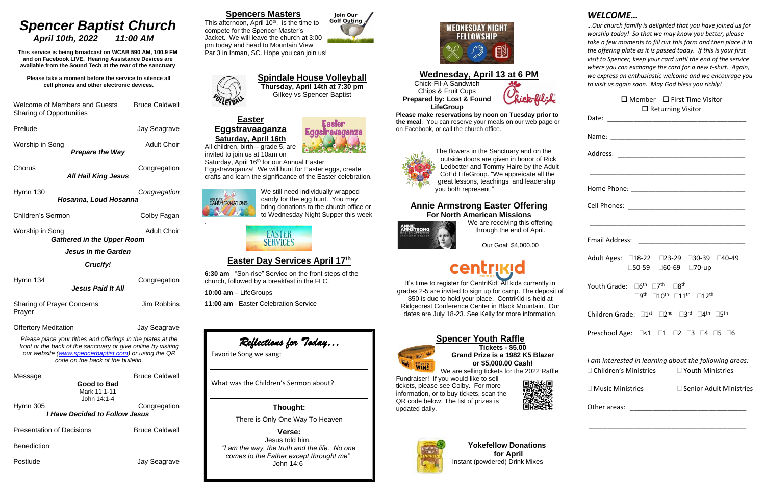# Spencer Baptist Church

## *April 10th, 2022 11:00 AM*

**This service is being broadcast on WCAB 590 AM, 100.9 FM and on Facebook LIVE. Hearing Assistance Devices are available from the Sound Tech at the rear of the sanctuary**

**Please take a moment before the service to silence all cell phones and other electronic devices.**

Welcome of Members and Guests — Bruce Caldwell
Sharing of Opportunities

Prelude — Jay Seagrave

Worship in Song — Adult Choir
***Prepare the Way***

Chorus — Congregation
***All Hail King Jesus***

Hymn 130 — *Congregation*
***Hosanna, Loud Hosanna***

Children's Sermon — Colby Fagan

Worship in Song — Adult Choir
***Gathered in the Upper Room***
***Jesus in the Garden***
***Crucify!***

Hymn 134 — Congregation
***Jesus Paid It All***

Sharing of Prayer Concerns — Jim Robbins
Prayer

Offertory Meditation — Jay Seagrave

*Please place your tithes and offerings in the plates at the front or the back of the sanctuary or give online by visiting our website (www.spencerbaptist.com) or using the QR code on the back of the bulletin.*

Message — Bruce Caldwell
**Good to Bad**
Mark 11:1-11
John 14:1-4

Hymn 305 — Congregation
***I Have Decided to Follow Jesus***

Presentation of Decisions — Bruce Caldwell

Benediction

Postlude — Jay Seagrave

## Spencers Masters

Join Our Golf Outing

This afternoon, April 10th, is the time to compete for the Spencer Master's Jacket. We will leave the church at 3:00 pm today and head to Mountain View Par 3 in Inman, SC. Hope you can join us!

## Spindale House Volleyball

**Thursday, April 14th at 7:30 pm**
Gilkey vs Spencer Baptist

## Easter Eggstravaaganza

**Saturday, April 16th**

All children, birth – grade 5, are invited to join us at 10am on Saturday, April 16th for our Annual Easter Eggstravaganza! We will hunt for Easter eggs, create crafts and learn the significance of the Easter celebration.

We still need individually wrapped candy for the egg hunt. You may bring donations to the church office or to Wednesday Night Supper this week

## Easter Day Services April 17th

**6:30 am** - "Son-rise" Service on the front steps of the church, followed by a breakfast in the FLC.

**10:00 am** – LifeGroups

**11:00 am** - Easter Celebration Service

## *Reflections for Today…*

Favorite Song we sang:

What was the Children's Sermon about?

**Thought:**
There is Only One Way To Heaven

**Verse:**
Jesus told him,
*"I am the way, the truth and the life. No one comes to the Father except throught me"*
John 14:6

## WEDNESDAY NIGHT FELLOWSHIP

## Wednesday, April 13 at 6 PM

Chick-Fil-A Sandwich
Chips & Fruit Cups
**Prepared by: Lost & Found LifeGroup**

**Please make reservations by noon on Tuesday prior to the meal.** You can reserve your meals on our web page or on Facebook, or call the church office.

The flowers in the Sanctuary and on the outside doors are given in honor of Rick Ledbetter and Tommy Haire by the Adult CoEd LifeGroup. "We appreicate all the great lessons, teachings and leadership you both represent."

## Annie Armstrong Easter Offering

**For North American Missions**

We are receiving this offering through the end of April.

Our Goal: $4,000.00

## centrikid

It's time to register for CentriKid. All kids currently in grades 2-5 are invited to sign up for camp. The deposit of $50 is due to hold your place. CentriKid is held at Ridgecrest Conference Center in Black Mountain. Our dates are July 18-23. See Kelly for more information.

## Spencer Youth Raffle

**Tickets - $5.00**
**Grand Prize is a 1982 K5 Blazer or $5,000.00 Cash!**

We are selling tickets for the 2022 Raffle Fundraiser! If you would like to sell tickets, please see Colby. For more information, or to buy tickets, scan the QR code below. The list of prizes is updated daily.

**Yokefellow Donations for April**
Instant (powdered) Drink Mixes

## *WELCOME…*

*…Our church family is delighted that you have joined us for worship today! So that we may know you better, please take a few moments to fill out this form and then place it in the offering plate as it is passed today. If this is your first visit to Spencer, keep your card until the end of the service where you can exchange the card for a new t-shirt. Again, we express an enthusiastic welcome and we encourage you to visit us again soon. May God bless you richly!*

☐ Member ☐ First Time Visitor
☐ Returning Visitor

Date: ______________________

Name: ______________________

Address: ______________________

______________________

Home Phone: ______________________

Cell Phones: ______________________

______________________

Email Address: ______________________

Adult Ages: ☐18-22 ☐23-29 ☐30-39 ☐40-49 ☐50-59 ☐60-69 ☐70-up

Youth Grade: ☐6th ☐7th ☐8th ☐9th ☐10th ☐11th ☐12th

Children Grade: ☐1st ☐2nd ☐3rd ☐4th ☐5th

Preschool Age: ☐<1 ☐1 ☐2 ☐3 ☐4 ☐5 ☐6

*I am interested in learning about the following areas:*

☐ Children's Ministries ☐ Youth Ministries

☐ Music Ministries ☐ Senior Adult Ministries

Other areas: ______________________

______________________